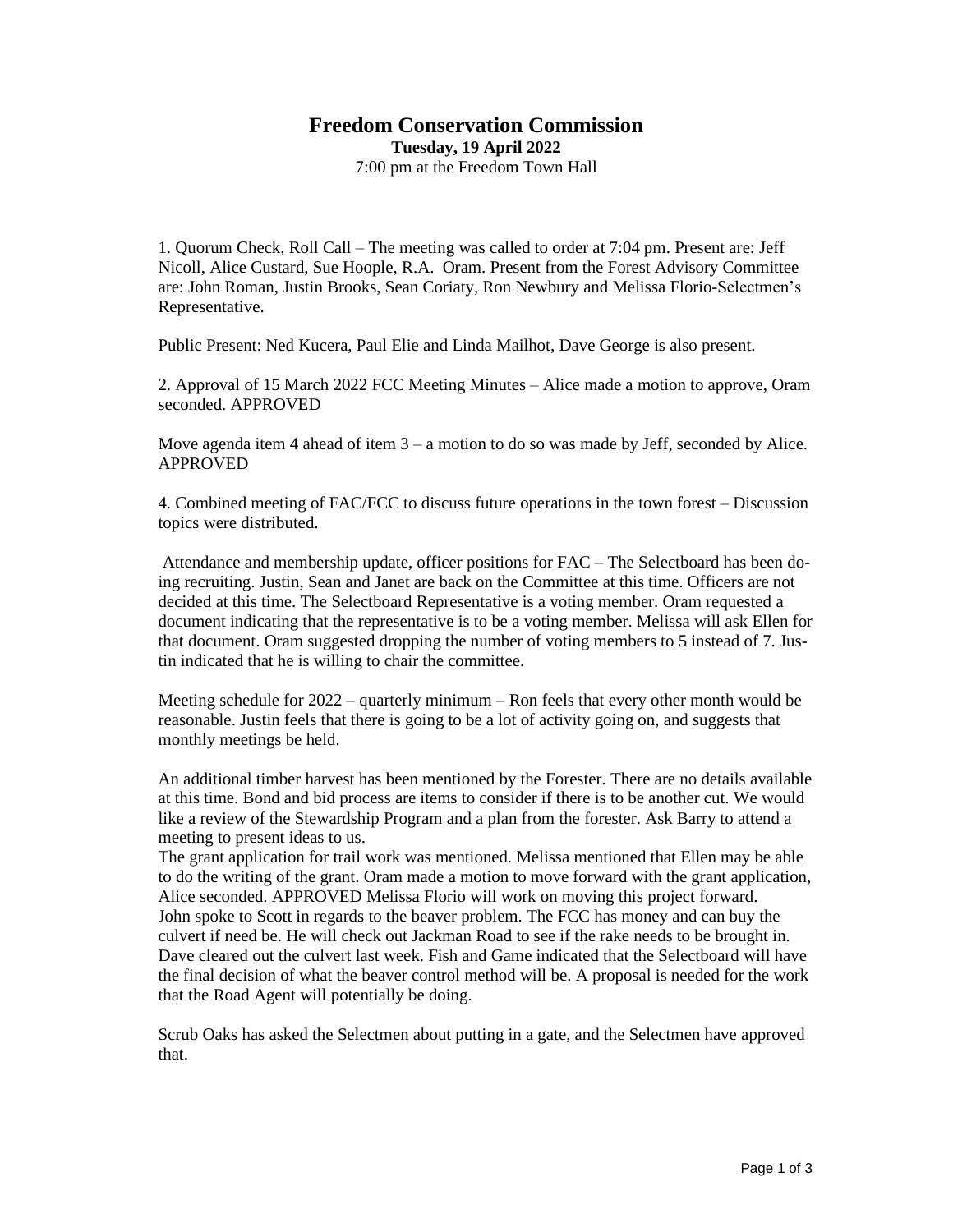# Freedom Conservation Commission

**Tuesday, 19 April 2022**

7:00 pm at the Freedom Town Hall

1. Quorum Check, Roll Call – The meeting was called to order at 7:04 pm. Present are: Jeff Nicoll, Alice Custard, Sue Hoople, R.A. Oram. Present from the Forest Advisory Committee are: John Roman, Justin Brooks, Sean Coriaty, Ron Newbury and Melissa Florio-Selectmen's Representative.

Public Present: Ned Kucera, Paul Elie and Linda Mailhot, Dave George is also present.

2. Approval of 15 March 2022 FCC Meeting Minutes – Alice made a motion to approve, Oram seconded. APPROVED

Move agenda item 4 ahead of item 3 – a motion to do so was made by Jeff, seconded by Alice. APPROVED

4. Combined meeting of FAC/FCC to discuss future operations in the town forest – Discussion topics were distributed.

Attendance and membership update, officer positions for FAC – The Selectboard has been doing recruiting. Justin, Sean and Janet are back on the Committee at this time. Officers are not decided at this time. The Selectboard Representative is a voting member. Oram requested a document indicating that the representative is to be a voting member. Melissa will ask Ellen for that document. Oram suggested dropping the number of voting members to 5 instead of 7. Justin indicated that he is willing to chair the committee.

Meeting schedule for 2022 – quarterly minimum – Ron feels that every other month would be reasonable. Justin feels that there is going to be a lot of activity going on, and suggests that monthly meetings be held.

An additional timber harvest has been mentioned by the Forester. There are no details available at this time. Bond and bid process are items to consider if there is to be another cut. We would like a review of the Stewardship Program and a plan from the forester. Ask Barry to attend a meeting to present ideas to us.

The grant application for trail work was mentioned. Melissa mentioned that Ellen may be able to do the writing of the grant. Oram made a motion to move forward with the grant application, Alice seconded. APPROVED Melissa Florio will work on moving this project forward.

John spoke to Scott in regards to the beaver problem. The FCC has money and can buy the culvert if need be. He will check out Jackman Road to see if the rake needs to be brought in. Dave cleared out the culvert last week. Fish and Game indicated that the Selectboard will have the final decision of what the beaver control method will be. A proposal is needed for the work that the Road Agent will potentially be doing.

Scrub Oaks has asked the Selectmen about putting in a gate, and the Selectmen have approved that.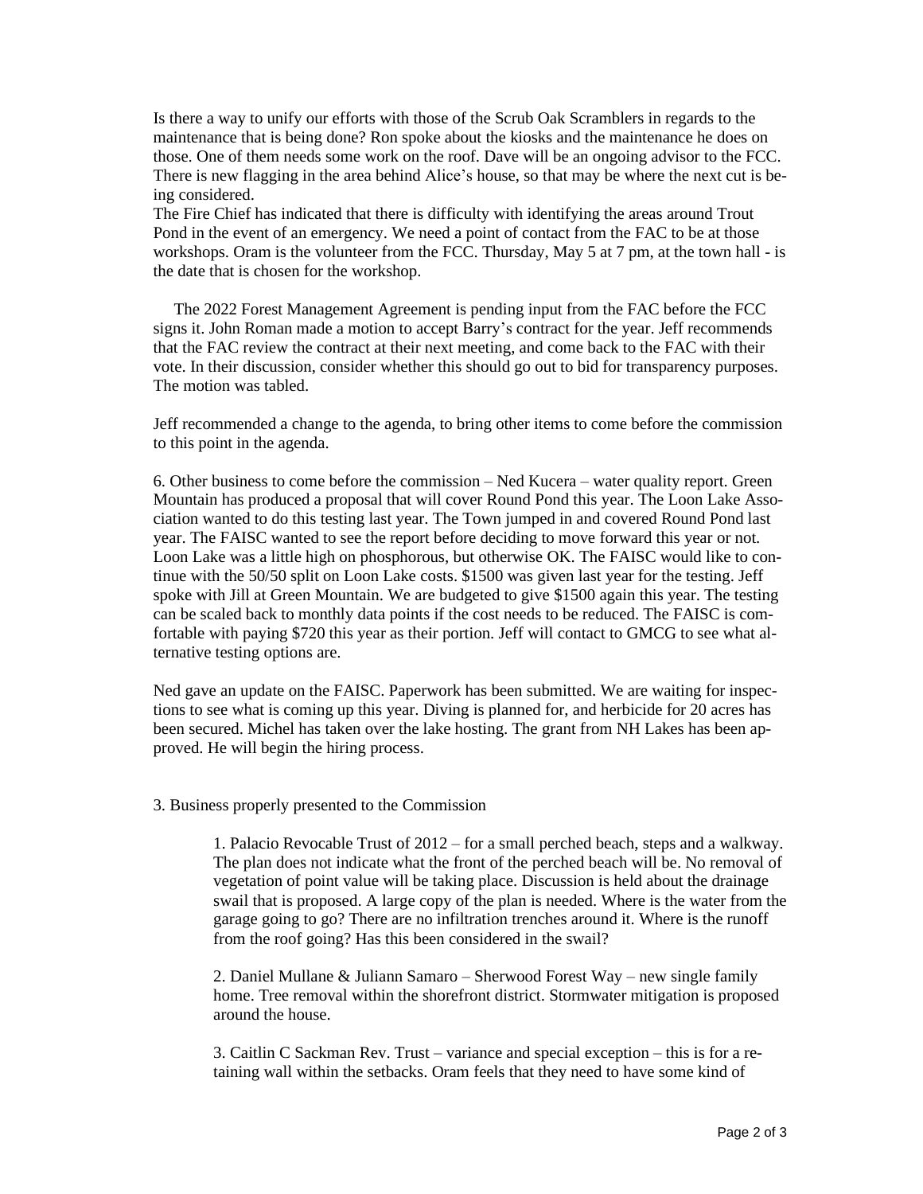Is there a way to unify our efforts with those of the Scrub Oak Scramblers in regards to the maintenance that is being done? Ron spoke about the kiosks and the maintenance he does on those. One of them needs some work on the roof. Dave will be an ongoing advisor to the FCC. There is new flagging in the area behind Alice's house, so that may be where the next cut is being considered.
The Fire Chief has indicated that there is difficulty with identifying the areas around Trout Pond in the event of an emergency. We need a point of contact from the FAC to be at those workshops. Oram is the volunteer from the FCC. Thursday, May 5 at 7 pm, at the town hall - is the date that is chosen for the workshop.

The 2022 Forest Management Agreement is pending input from the FAC before the FCC signs it. John Roman made a motion to accept Barry's contract for the year. Jeff recommends that the FAC review the contract at their next meeting, and come back to the FAC with their vote. In their discussion, consider whether this should go out to bid for transparency purposes. The motion was tabled.

Jeff recommended a change to the agenda, to bring other items to come before the commission to this point in the agenda.

6. Other business to come before the commission – Ned Kucera – water quality report. Green Mountain has produced a proposal that will cover Round Pond this year. The Loon Lake Association wanted to do this testing last year. The Town jumped in and covered Round Pond last year. The FAISC wanted to see the report before deciding to move forward this year or not. Loon Lake was a little high on phosphorous, but otherwise OK. The FAISC would like to continue with the 50/50 split on Loon Lake costs. $1500 was given last year for the testing. Jeff spoke with Jill at Green Mountain. We are budgeted to give $1500 again this year. The testing can be scaled back to monthly data points if the cost needs to be reduced. The FAISC is comfortable with paying $720 this year as their portion. Jeff will contact to GMCG to see what alternative testing options are.

Ned gave an update on the FAISC. Paperwork has been submitted. We are waiting for inspections to see what is coming up this year. Diving is planned for, and herbicide for 20 acres has been secured. Michel has taken over the lake hosting. The grant from NH Lakes has been approved. He will begin the hiring process.

3. Business properly presented to the Commission

1. Palacio Revocable Trust of 2012 – for a small perched beach, steps and a walkway. The plan does not indicate what the front of the perched beach will be. No removal of vegetation of point value will be taking place. Discussion is held about the drainage swail that is proposed. A large copy of the plan is needed. Where is the water from the garage going to go? There are no infiltration trenches around it. Where is the runoff from the roof going? Has this been considered in the swail?

2. Daniel Mullane & Juliann Samaro – Sherwood Forest Way – new single family home. Tree removal within the shorefront district. Stormwater mitigation is proposed around the house.

3. Caitlin C Sackman Rev. Trust – variance and special exception – this is for a retaining wall within the setbacks. Oram feels that they need to have some kind of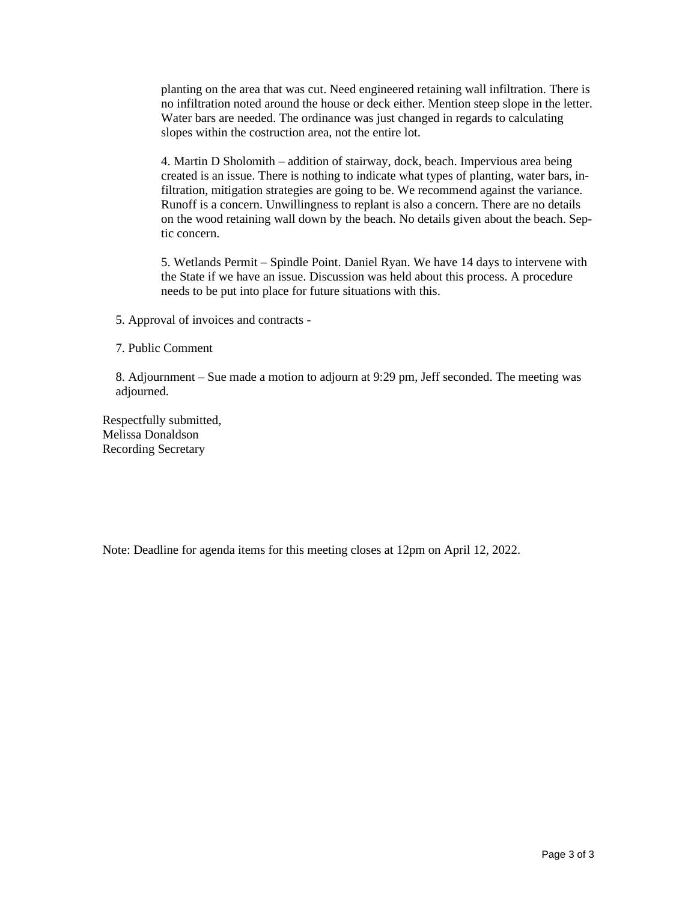planting on the area that was cut. Need engineered retaining wall infiltration. There is no infiltration noted around the house or deck either. Mention steep slope in the letter. Water bars are needed. The ordinance was just changed in regards to calculating slopes within the costruction area, not the entire lot.

4. Martin D Sholomith – addition of stairway, dock, beach. Impervious area being created is an issue. There is nothing to indicate what types of planting, water bars, in-filtration, mitigation strategies are going to be. We recommend against the variance. Runoff is a concern. Unwillingness to replant is also a concern. There are no details on the wood retaining wall down by the beach. No details given about the beach. Sep-tic concern.

5. Wetlands Permit – Spindle Point. Daniel Ryan. We have 14 days to intervene with the State if we have an issue. Discussion was held about this process. A procedure needs to be put into place for future situations with this.

5. Approval of invoices and contracts -

7. Public Comment

8. Adjournment – Sue made a motion to adjourn at 9:29 pm, Jeff seconded. The meeting was adjourned.

Respectfully submitted,
Melissa Donaldson
Recording Secretary

Note: Deadline for agenda items for this meeting closes at 12pm on April 12, 2022.